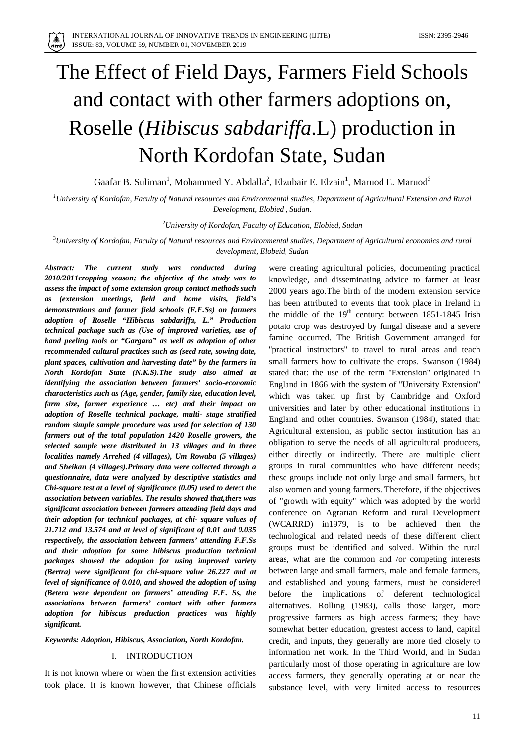# The Effect of Field Days, Farmers Field Schools and contact with other farmers adoptions on, Roselle (*Hibiscus sabdariffa*.L) production in North Kordofan State, Sudan

Gaafar B. Suliman[1], Mohammed Y. Abdalla[2], Elzubair E. Elzain[1], Maruod E. Maruod[3]

[1]*University of Kordofan, Faculty of Natural resources and Environmental studies, Department of Agricultural Extension and Rural Development, Elobied , Sudan*.

[2]*University of Kordofan, Faculty of Education, Elobied, Sudan*

[3]*University of Kordofan, Faculty of Natural resources and Environmental studies, Department of Agricultural economics and rural development, Elobeid, Sudan*

***Abstract: The current study was conducted during 2010/2011cropping season; the objective of the study was to assess the impact of some extension group contact methods such as (extension meetings, field and home visits, field's demonstrations and farmer field schools (F.F.Ss) on farmers adoption of Roselle "Hibiscus sabdariffa, L." Production technical package such as (Use of improved varieties, use of hand peeling tools or "Gargara" as well as adoption of other recommended cultural practices such as (seed rate, sowing date, plant spaces, cultivation and harvesting date" by the farmers in North Kordofan State (N.K.S).The study also aimed at identifying the association between farmers' socio-economic characteristics such as (Age, gender, family size, education level, farm size, farmer experience … etc) and their impact on adoption of Roselle technical package, multi- stage stratified random simple sample procedure was used for selection of 130 farmers out of the total population 1420 Roselle growers, the selected sample were distributed in 13 villages and in three localities namely Arrehed (4 villages), Um Rowaba (5 villages) and Sheikan (4 villages).Primary data were collected through a questionnaire, data were analyzed by descriptive statistics and Chi-square test at a level of significance (0.05) used to detect the association between variables. The results showed that,there was significant association between farmers attending field days and their adoption for technical packages, at chi- square values of 21.712 and 13.574 and at level of significant of 0.01 and 0.035 respectively, the association between farmers' attending F.F.Ss and their adoption for some hibiscus production technical packages showed the adoption for using improved variety (Bertra) were significant for chi-square value 26.227 and at level of significance of 0.010, and showed the adoption of using (Betera were dependent on farmers' attending F.F. Ss, the associations between farmers' contact with other farmers adoption for hibiscus production practices was highly significant.***

***Keywords: Adoption, Hibiscus, Association, North Kordofan.***

## I. INTRODUCTION

It is not known where or when the first extension activities took place. It is known however, that Chinese officials were creating agricultural policies, documenting practical knowledge, and disseminating advice to farmer at least 2000 years ago.The birth of the modern extension service has been attributed to events that took place in Ireland in the middle of the 19th century: between 1851-1845 Irish potato crop was destroyed by fungal disease and a severe famine occurred. The British Government arranged for "practical instructors" to travel to rural areas and teach small farmers how to cultivate the crops. Swanson (1984) stated that: the use of the term "Extension" originated in England in 1866 with the system of "University Extension" which was taken up first by Cambridge and Oxford universities and later by other educational institutions in England and other countries. Swanson (1984), stated that: Agricultural extension, as public sector institution has an obligation to serve the needs of all agricultural producers, either directly or indirectly. There are multiple client groups in rural communities who have different needs; these groups include not only large and small farmers, but also women and young farmers. Therefore, if the objectives of "growth with equity" which was adopted by the world conference on Agrarian Reform and rural Development (WCARRD) in1979, is to be achieved then the technological and related needs of these different client groups must be identified and solved. Within the rural areas, what are the common and /or competing interests between large and small farmers, male and female farmers, and established and young farmers, must be considered before the implications of deferent technological alternatives. Rolling (1983), calls those larger, more progressive farmers as high access farmers; they have somewhat better education, greatest access to land, capital credit, and inputs, they generally are more tied closely to information net work. In the Third World, and in Sudan particularly most of those operating in agriculture are low access farmers, they generally operating at or near the substance level, with very limited access to resources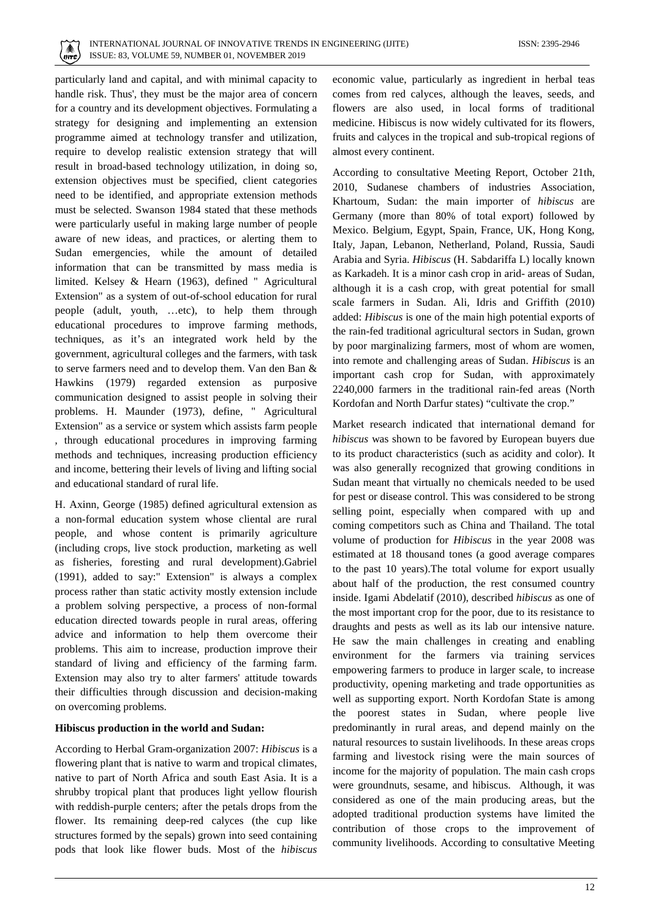particularly land and capital, and with minimal capacity to handle risk. Thus', they must be the major area of concern for a country and its development objectives. Formulating a strategy for designing and implementing an extension programme aimed at technology transfer and utilization, require to develop realistic extension strategy that will result in broad-based technology utilization, in doing so, extension objectives must be specified, client categories need to be identified, and appropriate extension methods must be selected. Swanson 1984 stated that these methods were particularly useful in making large number of people aware of new ideas, and practices, or alerting them to Sudan emergencies, while the amount of detailed information that can be transmitted by mass media is limited. Kelsey & Hearn (1963), defined " Agricultural Extension" as a system of out-of-school education for rural people (adult, youth, …etc), to help them through educational procedures to improve farming methods, techniques, as it's an integrated work held by the government, agricultural colleges and the farmers, with task to serve farmers need and to develop them. Van den Ban & Hawkins (1979) regarded extension as purposive communication designed to assist people in solving their problems. H. Maunder (1973), define, " Agricultural Extension" as a service or system which assists farm people , through educational procedures in improving farming methods and techniques, increasing production efficiency and income, bettering their levels of living and lifting social and educational standard of rural life.

H. Axinn, George (1985) defined agricultural extension as a non-formal education system whose cliental are rural people, and whose content is primarily agriculture (including crops, live stock production, marketing as well as fisheries, foresting and rural development).Gabriel (1991), added to say:" Extension" is always a complex process rather than static activity mostly extension include a problem solving perspective, a process of non-formal education directed towards people in rural areas, offering advice and information to help them overcome their problems. This aim to increase, production improve their standard of living and efficiency of the farming farm. Extension may also try to alter farmers' attitude towards their difficulties through discussion and decision-making on overcoming problems.

**Hibiscus production in the world and Sudan:**

According to Herbal Gram-organization 2007: *Hibiscus* is a flowering plant that is native to warm and tropical climates, native to part of North Africa and south East Asia. It is a shrubby tropical plant that produces light yellow flourish with reddish-purple centers; after the petals drops from the flower. Its remaining deep-red calyces (the cup like structures formed by the sepals) grown into seed containing pods that look like flower buds. Most of the *hibiscus* economic value, particularly as ingredient in herbal teas comes from red calyces, although the leaves, seeds, and flowers are also used, in local forms of traditional medicine. Hibiscus is now widely cultivated for its flowers, fruits and calyces in the tropical and sub-tropical regions of almost every continent.

According to consultative Meeting Report, October 21th, 2010, Sudanese chambers of industries Association, Khartoum, Sudan: the main importer of *hibiscus* are Germany (more than 80% of total export) followed by Mexico. Belgium, Egypt, Spain, France, UK, Hong Kong, Italy, Japan, Lebanon, Netherland, Poland, Russia, Saudi Arabia and Syria. *Hibiscus* (H. Sabdariffa L) locally known as Karkadeh. It is a minor cash crop in arid- areas of Sudan, although it is a cash crop, with great potential for small scale farmers in Sudan. Ali, Idris and Griffith (2010) added: *Hibiscus* is one of the main high potential exports of the rain-fed traditional agricultural sectors in Sudan, grown by poor marginalizing farmers, most of whom are women, into remote and challenging areas of Sudan. *Hibiscus* is an important cash crop for Sudan, with approximately 2240,000 farmers in the traditional rain-fed areas (North Kordofan and North Darfur states) "cultivate the crop."

Market research indicated that international demand for *hibiscus* was shown to be favored by European buyers due to its product characteristics (such as acidity and color). It was also generally recognized that growing conditions in Sudan meant that virtually no chemicals needed to be used for pest or disease control. This was considered to be strong selling point, especially when compared with up and coming competitors such as China and Thailand. The total volume of production for *Hibiscus* in the year 2008 was estimated at 18 thousand tones (a good average compares to the past 10 years).The total volume for export usually about half of the production, the rest consumed country inside. Igami Abdelatif (2010), described *hibiscus* as one of the most important crop for the poor, due to its resistance to draughts and pests as well as its lab our intensive nature. He saw the main challenges in creating and enabling environment for the farmers via training services empowering farmers to produce in larger scale, to increase productivity, opening marketing and trade opportunities as well as supporting export. North Kordofan State is among the poorest states in Sudan, where people live predominantly in rural areas, and depend mainly on the natural resources to sustain livelihoods. In these areas crops farming and livestock rising were the main sources of income for the majority of population. The main cash crops were groundnuts, sesame, and hibiscus. Although, it was considered as one of the main producing areas, but the adopted traditional production systems have limited the contribution of those crops to the improvement of community livelihoods. According to consultative Meeting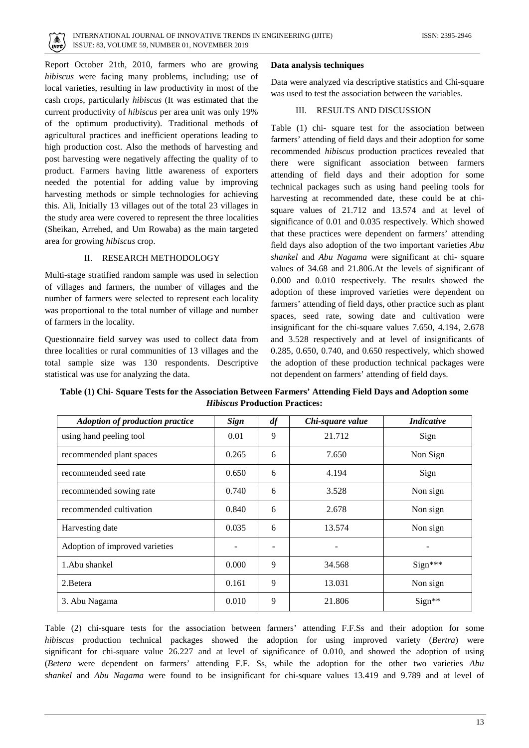Report October 21th, 2010, farmers who are growing *hibiscus* were facing many problems, including; use of local varieties, resulting in law productivity in most of the cash crops, particularly *hibiscus* (It was estimated that the current productivity of *hibiscus* per area unit was only 19% of the optimum productivity). Traditional methods of agricultural practices and inefficient operations leading to high production cost. Also the methods of harvesting and post harvesting were negatively affecting the quality of to product. Farmers having little awareness of exporters needed the potential for adding value by improving harvesting methods or simple technologies for achieving this. Ali, Initially 13 villages out of the total 23 villages in the study area were covered to represent the three localities (Sheikan, Arrehed, and Um Rowaba) as the main targeted area for growing *hibiscus* crop.

## II. RESEARCH METHODOLOGY

Multi-stage stratified random sample was used in selection of villages and farmers, the number of villages and the number of farmers were selected to represent each locality was proportional to the total number of village and number of farmers in the locality.

Questionnaire field survey was used to collect data from three localities or rural communities of 13 villages and the total sample size was 130 respondents. Descriptive statistical was use for analyzing the data.

**Data analysis techniques**

Data were analyzed via descriptive statistics and Chi-square was used to test the association between the variables.

## III. RESULTS AND DISCUSSION

Table (1) chi- square test for the association between farmers' attending of field days and their adoption for some recommended *hibiscus* production practices revealed that there were significant association between farmers attending of field days and their adoption for some technical packages such as using hand peeling tools for harvesting at recommended date, these could be at chi-square values of 21.712 and 13.574 and at level of significance of 0.01 and 0.035 respectively. Which showed that these practices were dependent on farmers' attending field days also adoption of the two important varieties *Abu shankel* and *Abu Nagama* were significant at chi- square values of 34.68 and 21.806.At the levels of significant of 0.000 and 0.010 respectively. The results showed the adoption of these improved varieties were dependent on farmers' attending of field days, other practice such as plant spaces, seed rate, sowing date and cultivation were insignificant for the chi-square values 7.650, 4.194, 2.678 and 3.528 respectively and at level of insignificants of 0.285, 0.650, 0.740, and 0.650 respectively, which showed the adoption of these production technical packages were not dependent on farmers' attending of field days.

**Table (1) Chi- Square Tests for the Association Between Farmers' Attending Field Days and Adoption some *Hibiscus* Production Practices:**

| *Adoption of production practice* | *Sign* | *df* | *Chi-square value* | *Indicative* |
|---|---|---|---|---|
| using hand peeling tool | 0.01 | 9 | 21.712 | Sign |
| recommended plant spaces | 0.265 | 6 | 7.650 | Non Sign |
| recommended seed rate | 0.650 | 6 | 4.194 | Sign |
| recommended sowing rate | 0.740 | 6 | 3.528 | Non sign |
| recommended cultivation | 0.840 | 6 | 2.678 | Non sign |
| Harvesting date | 0.035 | 6 | 13.574 | Non sign |
| Adoption of improved varieties | - | - | - | - |
| 1.Abu shankel | 0.000 | 9 | 34.568 | Sign*** |
| 2.Betera | 0.161 | 9 | 13.031 | Non sign |
| 3. Abu Nagama | 0.010 | 9 | 21.806 | Sign** |

Table (2) chi-square tests for the association between farmers' attending F.F.Ss and their adoption for some *hibiscus* production technical packages showed the adoption for using improved variety (*Bertra*) were significant for chi-square value 26.227 and at level of significance of 0.010, and showed the adoption of using (*Betera* were dependent on farmers' attending F.F. Ss, while the adoption for the other two varieties *Abu shankel* and *Abu Nagama* were found to be insignificant for chi-square values 13.419 and 9.789 and at level of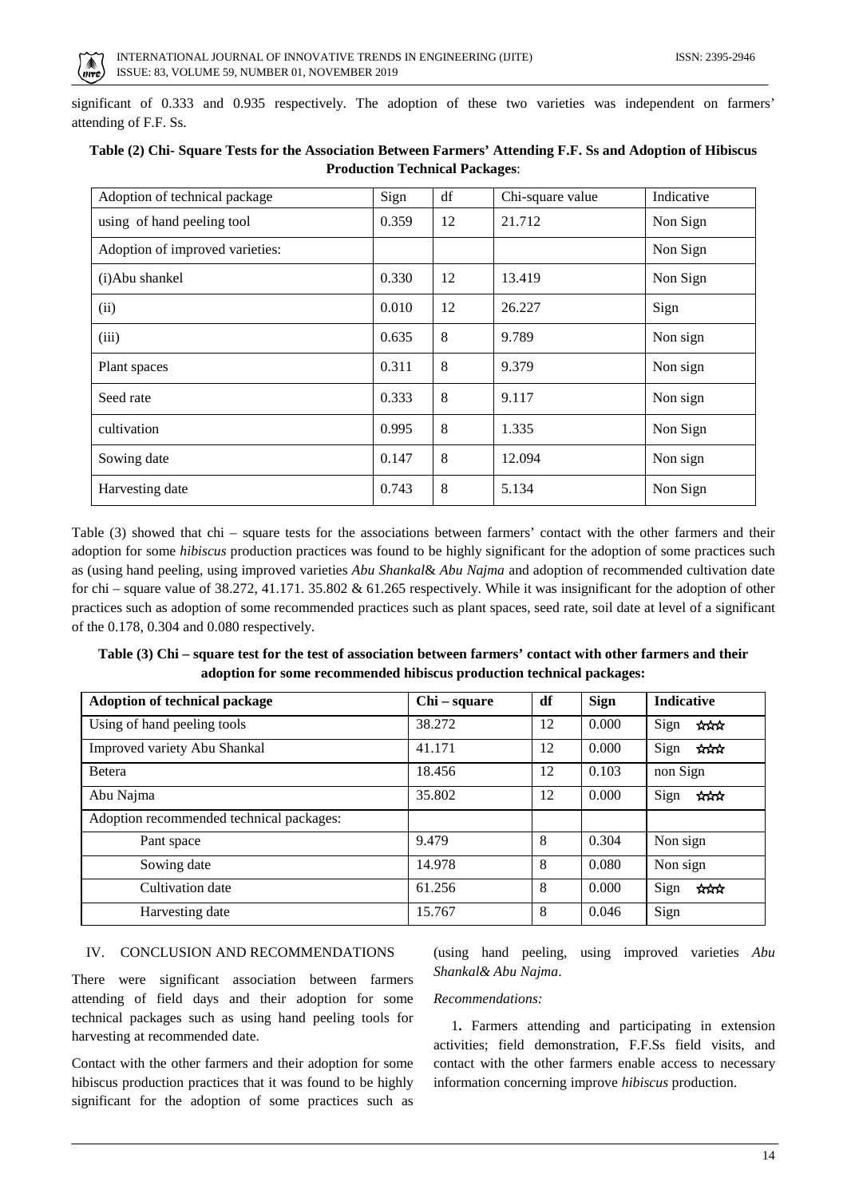significant of 0.333 and 0.935 respectively. The adoption of these two varieties was independent on farmers' attending of F.F. Ss.

**Table (2) Chi- Square Tests for the Association Between Farmers' Attending F.F. Ss and Adoption of Hibiscus Production Technical Packages**:

| Adoption of technical package | Sign | df | Chi-square value | Indicative |
|---|---|---|---|---|
| using of hand peeling tool | 0.359 | 12 | 21.712 | Non Sign |
| Adoption of improved varieties: | | | | Non Sign |
| (i)Abu shankel | 0.330 | 12 | 13.419 | Non Sign |
| (ii) | 0.010 | 12 | 26.227 | Sign |
| (iii) | 0.635 | 8 | 9.789 | Non sign |
| Plant spaces | 0.311 | 8 | 9.379 | Non sign |
| Seed rate | 0.333 | 8 | 9.117 | Non sign |
| cultivation | 0.995 | 8 | 1.335 | Non Sign |
| Sowing date | 0.147 | 8 | 12.094 | Non sign |
| Harvesting date | 0.743 | 8 | 5.134 | Non Sign |

Table (3) showed that chi – square tests for the associations between farmers' contact with the other farmers and their adoption for some *hibiscus* production practices was found to be highly significant for the adoption of some practices such as (using hand peeling, using improved varieties *Abu Shankal*& *Abu Najma* and adoption of recommended cultivation date for chi – square value of 38.272, 41.171. 35.802 & 61.265 respectively. While it was insignificant for the adoption of other practices such as adoption of some recommended practices such as plant spaces, seed rate, soil date at level of a significant of the 0.178, 0.304 and 0.080 respectively.

**Table (3) Chi – square test for the test of association between farmers' contact with other farmers and their adoption for some recommended hibiscus production technical packages:**

| **Adoption of technical package** | **Chi – square** | **df** | **Sign** | **Indicative** |
|---|---|---|---|---|
| Using of hand peeling tools | 38.272 | 12 | 0.000 | Sign ☆☆☆ |
| Improved variety Abu Shankal | 41.171 | 12 | 0.000 | Sign ☆☆☆ |
| Betera | 18.456 | 12 | 0.103 | non Sign |
| Abu Najma | 35.802 | 12 | 0.000 | Sign ☆☆☆ |
| Adoption recommended technical packages: | | | | |
| Pant space | 9.479 | 8 | 0.304 | Non sign |
| Sowing date | 14.978 | 8 | 0.080 | Non sign |
| Cultivation date | 61.256 | 8 | 0.000 | Sign ☆☆☆ |
| Harvesting date | 15.767 | 8 | 0.046 | Sign |

## IV. CONCLUSION AND RECOMMENDATIONS

There were significant association between farmers attending of field days and their adoption for some technical packages such as using hand peeling tools for harvesting at recommended date.

Contact with the other farmers and their adoption for some hibiscus production practices that it was found to be highly significant for the adoption of some practices such as (using hand peeling, using improved varieties *Abu Shankal& Abu Najma*.

*Recommendations:*

1. Farmers attending and participating in extension activities; field demonstration, F.F.Ss field visits, and contact with the other farmers enable access to necessary information concerning improve *hibiscus* production.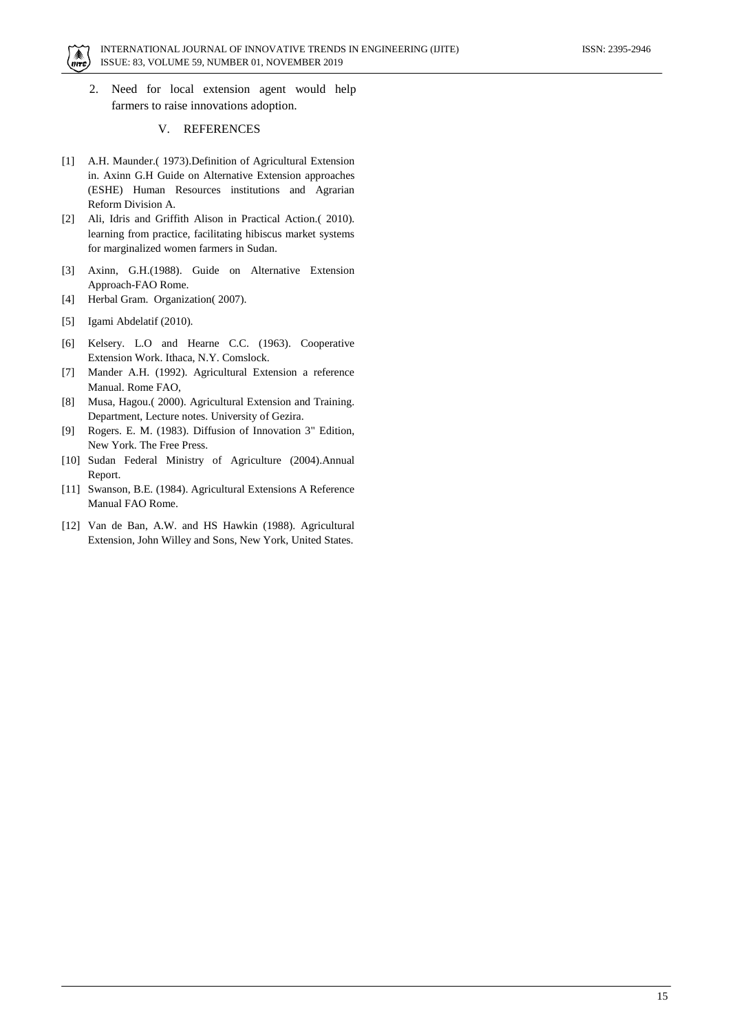2. Need for local extension agent would help farmers to raise innovations adoption.

## V. REFERENCES

[1] A.H. Maunder.( 1973).Definition of Agricultural Extension in. Axinn G.H Guide on Alternative Extension approaches (ESHE) Human Resources institutions and Agrarian Reform Division A.

[2] Ali, Idris and Griffith Alison in Practical Action.( 2010). learning from practice, facilitating hibiscus market systems for marginalized women farmers in Sudan.

[3] Axinn, G.H.(1988). Guide on Alternative Extension Approach-FAO Rome.

[4] Herbal Gram. Organization( 2007).

[5] Igami Abdelatif (2010).

[6] Kelsery. L.O and Hearne C.C. (1963). Cooperative Extension Work. Ithaca, N.Y. Comslock.

[7] Mander A.H. (1992). Agricultural Extension a reference Manual. Rome FAO,

[8] Musa, Hagou.( 2000). Agricultural Extension and Training. Department, Lecture notes. University of Gezira.

[9] Rogers. E. M. (1983). Diffusion of Innovation 3" Edition, New York. The Free Press.

[10] Sudan Federal Ministry of Agriculture (2004).Annual Report.

[11] Swanson, B.E. (1984). Agricultural Extensions A Reference Manual FAO Rome.

[12] Van de Ban, A.W. and HS Hawkin (1988). Agricultural Extension, John Willey and Sons, New York, United States.